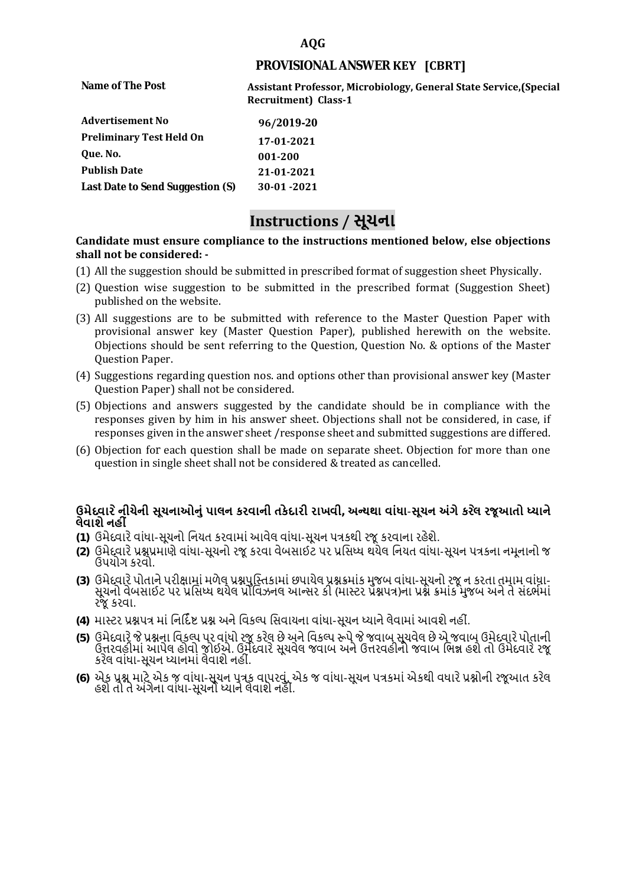**AQG**

## PROVISIONAL ANSWER KEY [CBRT]

| | |
|---|---|
| **Name of The Post** | **Assistant Professor, Microbiology, General State Service,(Special Recruitment) Class-1** |
| **Advertisement No** | **96/2019-20** |
| **Preliminary Test Held On** | **17-01-2021** |
| **Que. No.** | **001-200** |
| **Publish Date** | **21-01-2021** |
| **Last Date to Send Suggestion (S)** | **30-01 -2021** |

# Instructions / સૂચના

**Candidate must ensure compliance to the instructions mentioned below, else objections shall not be considered: -**

(1) All the suggestion should be submitted in prescribed format of suggestion sheet Physically.

(2) Question wise suggestion to be submitted in the prescribed format (Suggestion Sheet) published on the website.

(3) All suggestions are to be submitted with reference to the Master Question Paper with provisional answer key (Master Question Paper), published herewith on the website. Objections should be sent referring to the Question, Question No. & options of the Master Question Paper.

(4) Suggestions regarding question nos. and options other than provisional answer key (Master Question Paper) shall not be considered.

(5) Objections and answers suggested by the candidate should be in compliance with the responses given by him in his answer sheet. Objections shall not be considered, in case, if responses given in the answer sheet /response sheet and submitted suggestions are differed.

(6) Objection for each question shall be made on separate sheet. Objection for more than one question in single sheet shall not be considered & treated as cancelled.

**ઉમેદવારે નીચેની સૂચનાઓનું પાલન કરવાની તકેદારી રાખવી, અન્યથા વાંધા-સૂચન અંગે કરેલ રજૂઆતો ધ્યાને લેવાશે નહીં**

**(1)** ઉમેદવારે વાંધા-સૂચનો નિયત કરવામાં આવેલ વાંધા-સૂચન પત્રકથી રજૂ કરવાના રહેશે.

**(2)** ઉમેદવારે પ્રશ્નપ્રમાણે વાંધા-સૂચનો રજૂ કરવા વેબસાઈટ પર પ્રસિધ્ધ થયેલ નિયત વાંધા-સૂચન પત્રકના નમૂનાનો જ ઉપયોગ કરવો.

**(3)** ઉમેદવારે પોતાને પરીક્ષામાં મળેલ પ્રશ્નપુસ્તિકામાં છપાયેલ પ્રશ્નક્રમાંક મુજબ વાંધા-સૂચનો રજૂ ન કરતા તમામ વાંધા-સૂચનો વેબસાઈટ પર પ્રસિધ્ધ થયેલ પ્રોવિઝનલ આન્સર કી (માસ્ટર પ્રશ્નપત્ર)ના પ્રશ્ન ક્રમાંક મુજબ અને તે સંદર્ભમાં રજૂ કરવા.

**(4)** માસ્ટર પ્રશ્નપત્ર માં નિર્દિષ્ટ પ્રશ્ન અને વિકલ્પ સિવાયના વાંધા-સૂચન ધ્યાને લેવામાં આવશે નહીં.

**(5)** ઉમેદવારે જે પ્રશ્નના વિકલ્પ પર વાંધો રજૂ કરેલ છે અને વિકલ્પ રૂપે જે જવાબ સૂચવેલ છે એ જવાબ ઉમેદવારે પોતાની ઉત્તરવહીમાં આપેલ હોવો જોઈએ. ઉમેદવારે સૂચવેલ જવાબ અને ઉત્તરવહીનો જવાબ ભિન્ન હશે તો ઉમેદવારે રજૂ કરેલ વાંધા-સૂચન ધ્યાનમાં લેવાશે નહીં.

**(6)** એક પ્રશ્ન માટે એક જ વાંધા-સૂચન પત્રક વાપરવું. એક જ વાંધા-સૂચન પત્રકમાં એકથી વધારે પ્રશ્નોની રજૂઆત કરેલ હશે તો તે અંગેના વાંધા-સૂચનો ધ્યાને લેવાશે નહીં.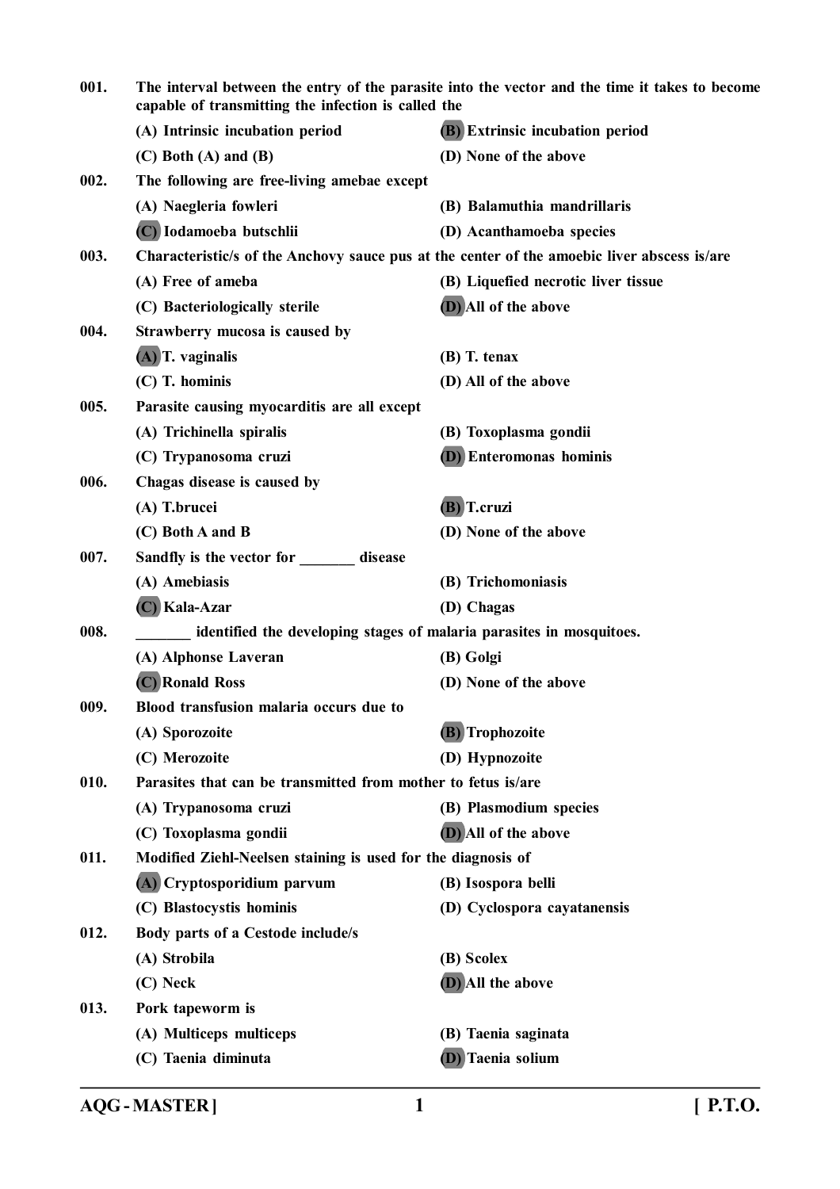001. **The interval between the entry of the parasite into the vector and the time it takes to become capable of transmitting the infection is called the**

(A) Intrinsic incubation period
(B) Extrinsic incubation period
(C) Both (A) and (B)
(D) None of the above

002. **The following are free-living amebae except**

(A) Naegleria fowleri
(B) Balamuthia mandrillaris
(C) Iodamoeba butschlii
(D) Acanthamoeba species

003. **Characteristic/s of the Anchovy sauce pus at the center of the amoebic liver abscess is/are**

(A) Free of ameba
(B) Liquefied necrotic liver tissue
(C) Bacteriologically sterile
(D) All of the above

004. **Strawberry mucosa is caused by**

(A) T. vaginalis
(B) T. tenax
(C) T. hominis
(D) All of the above

005. **Parasite causing myocarditis are all except**

(A) Trichinella spiralis
(B) Toxoplasma gondii
(C) Trypanosoma cruzi
(D) Enteromonas hominis

006. **Chagas disease is caused by**

(A) T.brucei
(B) T.cruzi
(C) Both A and B
(D) None of the above

007. **Sandfly is the vector for _______ disease**

(A) Amebiasis
(B) Trichomoniasis
(C) Kala-Azar
(D) Chagas

008. **_______ identified the developing stages of malaria parasites in mosquitoes.**

(A) Alphonse Laveran
(B) Golgi
(C) Ronald Ross
(D) None of the above

009. **Blood transfusion malaria occurs due to**

(A) Sporozoite
(B) Trophozoite
(C) Merozoite
(D) Hypnozoite

010. **Parasites that can be transmitted from mother to fetus is/are**

(A) Trypanosoma cruzi
(B) Plasmodium species
(C) Toxoplasma gondii
(D) All of the above

011. **Modified Ziehl-Neelsen staining is used for the diagnosis of**

(A) Cryptosporidium parvum
(B) Isospora belli
(C) Blastocystis hominis
(D) Cyclospora cayatanensis

012. **Body parts of a Cestode include/s**

(A) Strobila
(B) Scolex
(C) Neck
(D) All the above

013. **Pork tapeworm is**

(A) Multiceps multiceps
(B) Taenia saginata
(C) Taenia diminuta
(D) Taenia solium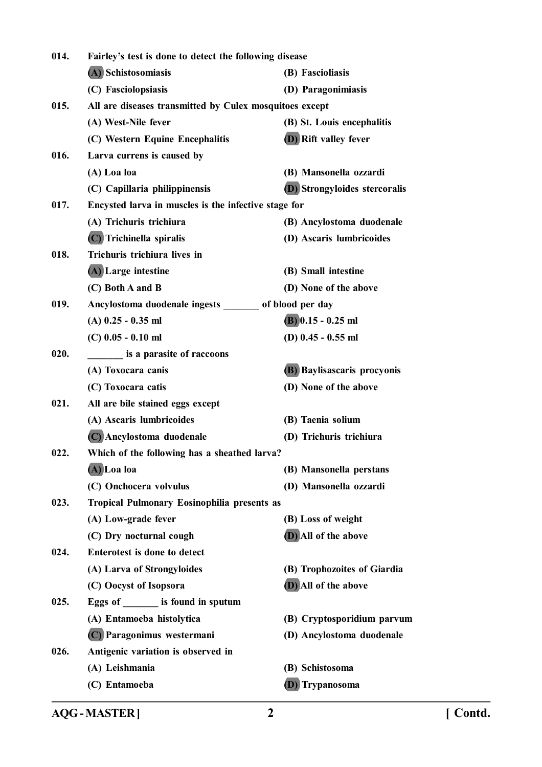014. **Fairley's test is done to detect the following disease**

(A) Schistosomiasis (B) Fascioliasis

(C) Fasciolopsiasis (D) Paragonimiasis

015. **All are diseases transmitted by Culex mosquitoes except**

(A) West-Nile fever (B) St. Louis encephalitis

(C) Western Equine Encephalitis (D) Rift valley fever

016. **Larva currens is caused by**

(A) Loa loa (B) Mansonella ozzardi

(C) Capillaria philippinensis (D) Strongyloides stercoralis

017. **Encysted larva in muscles is the infective stage for**

(A) Trichuris trichiura (B) Ancylostoma duodenale

(C) Trichinella spiralis (D) Ascaris lumbricoides

018. **Trichuris trichiura lives in**

(A) Large intestine (B) Small intestine

(C) Both A and B (D) None of the above

019. **Ancylostoma duodenale ingests _______ of blood per day**

(A) 0.25 - 0.35 ml (B) 0.15 - 0.25 ml

(C) 0.05 - 0.10 ml (D) 0.45 - 0.55 ml

020. **_______ is a parasite of raccoons**

(A) Toxocara canis (B) Baylisascaris procyonis

(C) Toxocara catis (D) None of the above

021. **All are bile stained eggs except**

(A) Ascaris lumbricoides (B) Taenia solium

(C) Ancylostoma duodenale (D) Trichuris trichiura

022. **Which of the following has a sheathed larva?**

(A) Loa loa (B) Mansonella perstans

(C) Onchocera volvulus (D) Mansonella ozzardi

023. **Tropical Pulmonary Eosinophilia presents as**

(A) Low-grade fever (B) Loss of weight

(C) Dry nocturnal cough (D) All of the above

024. **Enterotest is done to detect**

(A) Larva of Strongyloides (B) Trophozoites of Giardia

(C) Oocyst of Isopsora (D) All of the above

025. **Eggs of _______ is found in sputum**

(A) Entamoeba histolytica (B) Cryptosporidium parvum

(C) Paragonimus westermani (D) Ancylostoma duodenale

026. **Antigenic variation is observed in**

(A) Leishmania (B) Schistosoma

(C) Entamoeba (D) Trypanosoma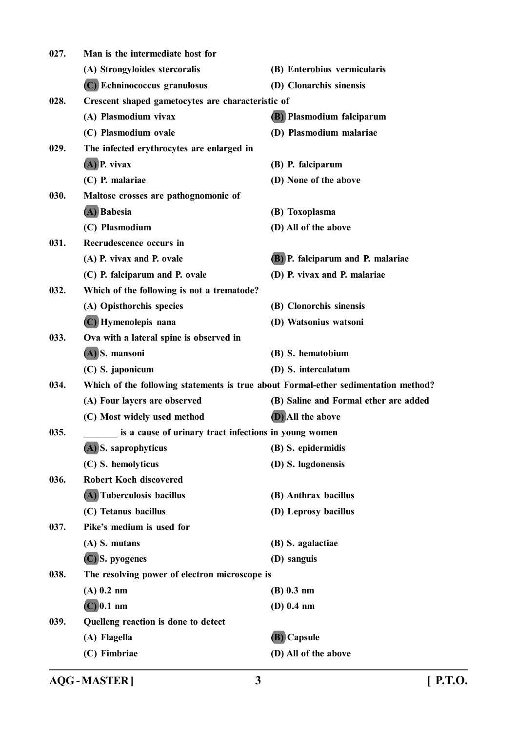027. **Man is the intermediate host for**

(A) Strongyloides stercoralis
(B) Enterobius vermicularis
(C) Echninococcus granulosus
(D) Clonarchis sinensis

028. **Crescent shaped gametocytes are characteristic of**

(A) Plasmodium vivax
(B) Plasmodium falciparum
(C) Plasmodium ovale
(D) Plasmodium malariae

029. **The infected erythrocytes are enlarged in**

(A) P. vivax
(B) P. falciparum
(C) P. malariae
(D) None of the above

030. **Maltose crosses are pathognomonic of**

(A) Babesia
(B) Toxoplasma
(C) Plasmodium
(D) All of the above

031. **Recrudescence occurs in**

(A) P. vivax and P. ovale
(B) P. falciparum and P. malariae
(C) P. falciparum and P. ovale
(D) P. vivax and P. malariae

032. **Which of the following is not a trematode?**

(A) Opisthorchis species
(B) Clonorchis sinensis
(C) Hymenolepis nana
(D) Watsonius watsoni

033. **Ova with a lateral spine is observed in**

(A) S. mansoni
(B) S. hematobium
(C) S. japonicum
(D) S. intercalatum

034. **Which of the following statements is true about Formal-ether sedimentation method?**

(A) Four layers are observed
(B) Saline and Formal ether are added
(C) Most widely used method
(D) All the above

035. **_______ is a cause of urinary tract infections in young women**

(A) S. saprophyticus
(B) S. epidermidis
(C) S. hemolyticus
(D) S. lugdonensis

036. **Robert Koch discovered**

(A) Tuberculosis bacillus
(B) Anthrax bacillus
(C) Tetanus bacillus
(D) Leprosy bacillus

037. **Pike's medium is used for**

(A) S. mutans
(B) S. agalactiae
(C) S. pyogenes
(D) sanguis

038. **The resolving power of electron microscope is**

(A) 0.2 nm
(B) 0.3 nm
(C) 0.1 nm
(D) 0.4 nm

039. **Quelleng reaction is done to detect**

(A) Flagella
(B) Capsule
(C) Fimbriae
(D) All of the above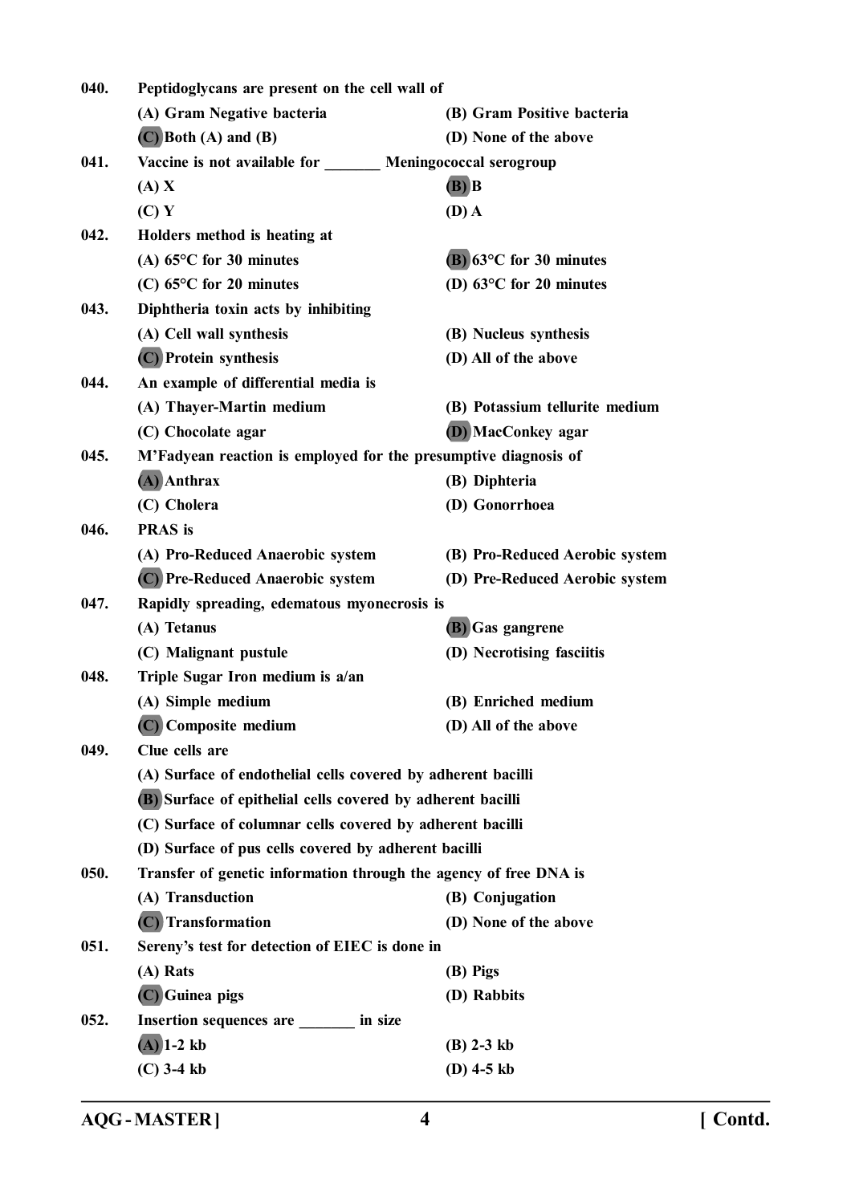**040. Peptidoglycans are present on the cell wall of**

(A) Gram Negative bacteria
(B) Gram Positive bacteria
**(C) Both (A) and (B)** ✓
(D) None of the above

**041. Vaccine is not available for _______ Meningococcal serogroup**

(A) X
**(B) B** ✓
(C) Y
(D) A

**042. Holders method is heating at**

(A) 65°C for 30 minutes
**(B) 63°C for 30 minutes** ✓
(C) 65°C for 20 minutes
(D) 63°C for 20 minutes

**043. Diphtheria toxin acts by inhibiting**

(A) Cell wall synthesis
(B) Nucleus synthesis
**(C) Protein synthesis** ✓
(D) All of the above

**044. An example of differential media is**

(A) Thayer-Martin medium
(B) Potassium tellurite medium
(C) Chocolate agar
**(D) MacConkey agar** ✓

**045. M'Fadyean reaction is employed for the presumptive diagnosis of**

**(A) Anthrax** ✓
(B) Diphteria
(C) Cholera
(D) Gonorrhoea

**046. PRAS is**

(A) Pro-Reduced Anaerobic system
(B) Pro-Reduced Aerobic system
**(C) Pre-Reduced Anaerobic system** ✓
(D) Pre-Reduced Aerobic system

**047. Rapidly spreading, edematous myonecrosis is**

(A) Tetanus
**(B) Gas gangrene** ✓
(C) Malignant pustule
(D) Necrotising fasciitis

**048. Triple Sugar Iron medium is a/an**

(A) Simple medium
(B) Enriched medium
**(C) Composite medium** ✓
(D) All of the above

**049. Clue cells are**

(A) Surface of endothelial cells covered by adherent bacilli
**(B) Surface of epithelial cells covered by adherent bacilli** ✓
(C) Surface of columnar cells covered by adherent bacilli
(D) Surface of pus cells covered by adherent bacilli

**050. Transfer of genetic information through the agency of free DNA is**

(A) Transduction
(B) Conjugation
**(C) Transformation** ✓
(D) None of the above

**051. Sereny's test for detection of EIEC is done in**

(A) Rats
(B) Pigs
**(C) Guinea pigs** ✓
(D) Rabbits

**052. Insertion sequences are _______ in size**

**(A) 1-2 kb** ✓
(B) 2-3 kb
(C) 3-4 kb
(D) 4-5 kb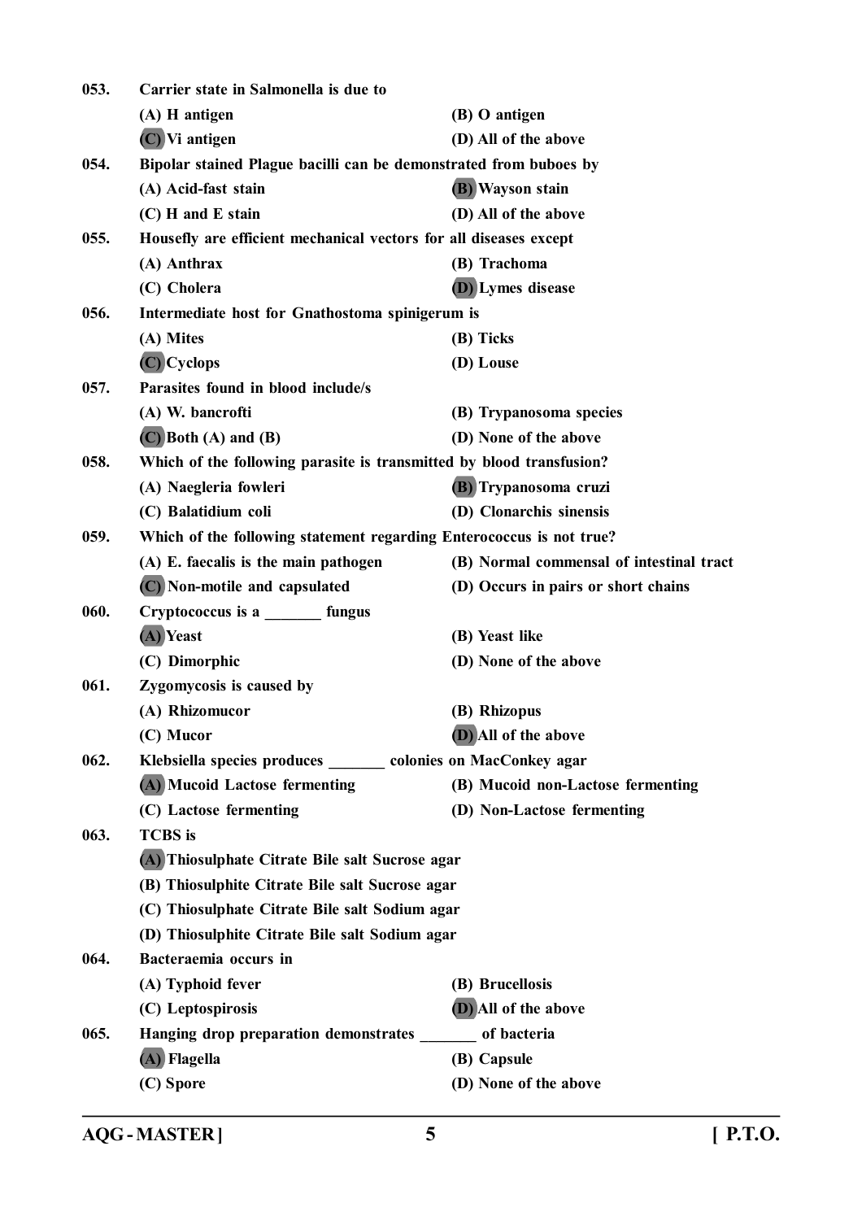053. **Carrier state in Salmonella is due to**

(A) H antigen
(B) O antigen
(C) Vi antigen
(D) All of the above

054. **Bipolar stained Plague bacilli can be demonstrated from buboes by**

(A) Acid-fast stain
(B) Wayson stain
(C) H and E stain
(D) All of the above

055. **Housefly are efficient mechanical vectors for all diseases except**

(A) Anthrax
(B) Trachoma
(C) Cholera
(D) Lymes disease

056. **Intermediate host for Gnathostoma spinigerum is**

(A) Mites
(B) Ticks
(C) Cyclops
(D) Louse

057. **Parasites found in blood include/s**

(A) W. bancrofti
(B) Trypanosoma species
(C) Both (A) and (B)
(D) None of the above

058. **Which of the following parasite is transmitted by blood transfusion?**

(A) Naegleria fowleri
(B) Trypanosoma cruzi
(C) Balatidium coli
(D) Clonarchis sinensis

059. **Which of the following statement regarding Enterococcus is not true?**

(A) E. faecalis is the main pathogen
(B) Normal commensal of intestinal tract
(C) Non-motile and capsulated
(D) Occurs in pairs or short chains

060. **Cryptococcus is a _______ fungus**

(A) Yeast
(B) Yeast like
(C) Dimorphic
(D) None of the above

061. **Zygomycosis is caused by**

(A) Rhizomucor
(B) Rhizopus
(C) Mucor
(D) All of the above

062. **Klebsiella species produces _______ colonies on MacConkey agar**

(A) Mucoid Lactose fermenting
(B) Mucoid non-Lactose fermenting
(C) Lactose fermenting
(D) Non-Lactose fermenting

063. **TCBS is**

(A) Thiosulphate Citrate Bile salt Sucrose agar
(B) Thiosulphite Citrate Bile salt Sucrose agar
(C) Thiosulphate Citrate Bile salt Sodium agar
(D) Thiosulphite Citrate Bile salt Sodium agar

064. **Bacteraemia occurs in**

(A) Typhoid fever
(B) Brucellosis
(C) Leptospirosis
(D) All of the above

065. **Hanging drop preparation demonstrates _______ of bacteria**

(A) Flagella
(B) Capsule
(C) Spore
(D) None of the above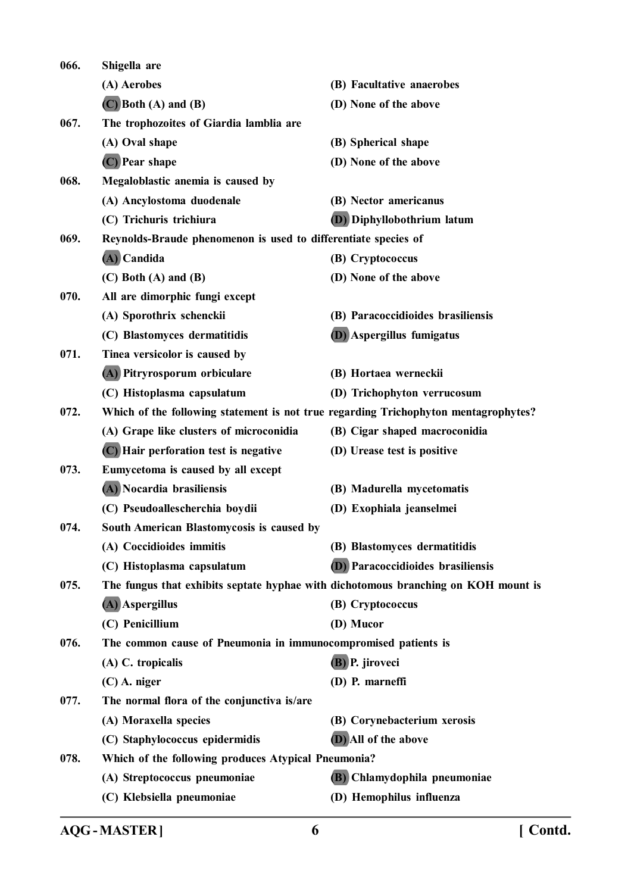066. Shigella are

(A) Aerobes
(B) Facultative anaerobes
**(C) Both (A) and (B)**
(D) None of the above

067. The trophozoites of Giardia lamblia are

(A) Oval shape
(B) Spherical shape
**(C) Pear shape**
(D) None of the above

068. Megaloblastic anemia is caused by

(A) Ancylostoma duodenale
(B) Nector americanus
(C) Trichuris trichiura
**(D) Diphyllobothrium latum**

069. Reynolds-Braude phenomenon is used to differentiate species of

**(A) Candida**
(B) Cryptococcus
(C) Both (A) and (B)
(D) None of the above

070. All are dimorphic fungi except

(A) Sporothrix schenckii
(B) Paracoccidioides brasiliensis
(C) Blastomyces dermatitidis
**(D) Aspergillus fumigatus**

071. Tinea versicolor is caused by

**(A) Pitryrosporum orbiculare**
(B) Hortaea werneckii
(C) Histoplasma capsulatum
(D) Trichophyton verrucosum

072. Which of the following statement is not true regarding Trichophyton mentagrophytes?

(A) Grape like clusters of microconidia
(B) Cigar shaped macroconidia
**(C) Hair perforation test is negative**
(D) Urease test is positive

073. Eumycetoma is caused by all except

**(A) Nocardia brasiliensis**
(B) Madurella mycetomatis
(C) Pseudoallescherchia boydii
(D) Exophiala jeanselmei

074. South American Blastomycosis is caused by

(A) Coccidioides immitis
(B) Blastomyces dermatitidis
(C) Histoplasma capsulatum
**(D) Paracoccidioides brasiliensis**

075. The fungus that exhibits septate hyphae with dichotomous branching on KOH mount is

**(A) Aspergillus**
(B) Cryptococcus
(C) Penicillium
(D) Mucor

076. The common cause of Pneumonia in immunocompromised patients is

(A) C. tropicalis
**(B) P. jiroveci**
(C) A. niger
(D) P. marneffi

077. The normal flora of the conjunctiva is/are

(A) Moraxella species
(B) Corynebacterium xerosis
(C) Staphylococcus epidermidis
**(D) All of the above**

078. Which of the following produces Atypical Pneumonia?

(A) Streptococcus pneumoniae
**(B) Chlamydophila pneumoniae**
(C) Klebsiella pneumoniae
(D) Hemophilus influenza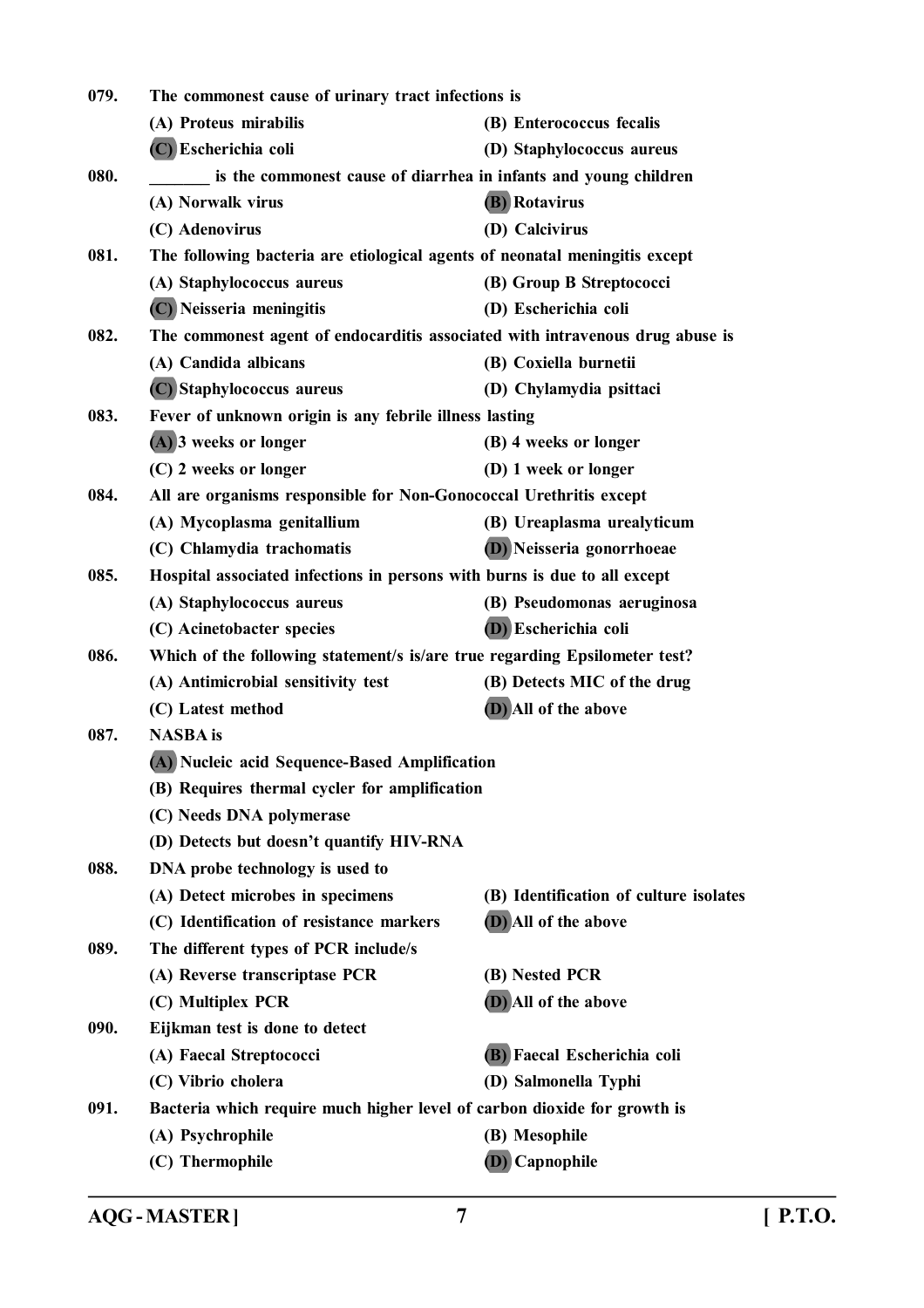079. The commonest cause of urinary tract infections is

(A) Proteus mirabilis
(B) Enterococcus fecalis
(C) Escherichia coli
(D) Staphylococcus aureus

080. _______ is the commonest cause of diarrhea in infants and young children

(A) Norwalk virus
(B) Rotavirus
(C) Adenovirus
(D) Calcivirus

081. The following bacteria are etiological agents of neonatal meningitis except

(A) Staphylococcus aureus
(B) Group B Streptococci
(C) Neisseria meningitis
(D) Escherichia coli

082. The commonest agent of endocarditis associated with intravenous drug abuse is

(A) Candida albicans
(B) Coxiella burnetii
(C) Staphylococcus aureus
(D) Chylamydia psittaci

083. Fever of unknown origin is any febrile illness lasting

(A) 3 weeks or longer
(B) 4 weeks or longer
(C) 2 weeks or longer
(D) 1 week or longer

084. All are organisms responsible for Non-Gonococcal Urethritis except

(A) Mycoplasma genitallium
(B) Ureaplasma urealyticum
(C) Chlamydia trachomatis
(D) Neisseria gonorrhoeae

085. Hospital associated infections in persons with burns is due to all except

(A) Staphylococcus aureus
(B) Pseudomonas aeruginosa
(C) Acinetobacter species
(D) Escherichia coli

086. Which of the following statement/s is/are true regarding Epsilometer test?

(A) Antimicrobial sensitivity test
(B) Detects MIC of the drug
(C) Latest method
(D) All of the above

087. NASBA is

(A) Nucleic acid Sequence-Based Amplification
(B) Requires thermal cycler for amplification
(C) Needs DNA polymerase
(D) Detects but doesn't quantify HIV-RNA

088. DNA probe technology is used to

(A) Detect microbes in specimens
(B) Identification of culture isolates
(C) Identification of resistance markers
(D) All of the above

089. The different types of PCR include/s

(A) Reverse transcriptase PCR
(B) Nested PCR
(C) Multiplex PCR
(D) All of the above

090. Eijkman test is done to detect

(A) Faecal Streptococci
(B) Faecal Escherichia coli
(C) Vibrio cholera
(D) Salmonella Typhi

091. Bacteria which require much higher level of carbon dioxide for growth is

(A) Psychrophile
(B) Mesophile
(C) Thermophile
(D) Capnophile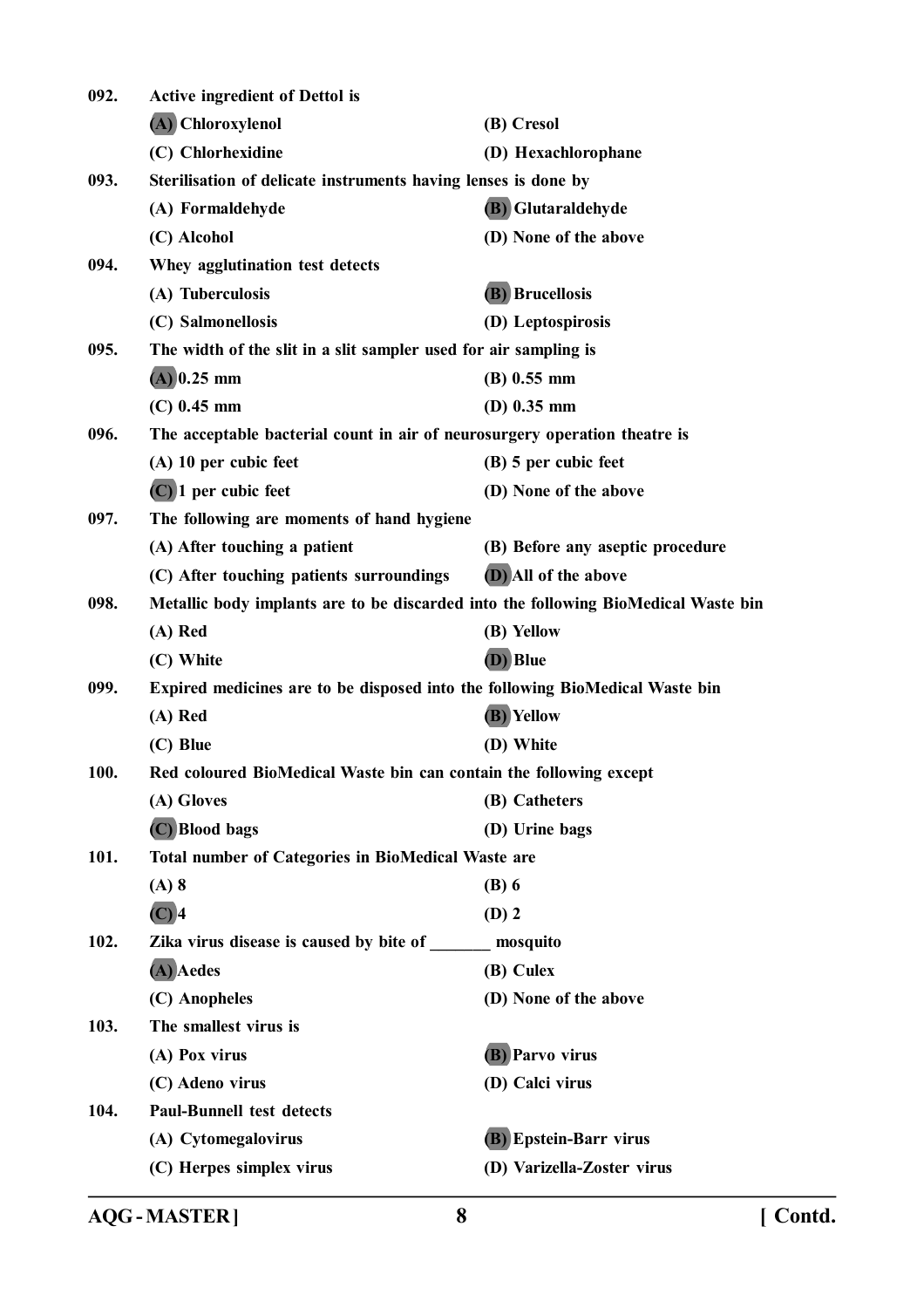092. **Active ingredient of Dettol is**

(A) Chloroxylenol (B) Cresol

(C) Chlorhexidine (D) Hexachlorophane

093. **Sterilisation of delicate instruments having lenses is done by**

(A) Formaldehyde (B) Glutaraldehyde

(C) Alcohol (D) None of the above

094. **Whey agglutination test detects**

(A) Tuberculosis (B) Brucellosis

(C) Salmonellosis (D) Leptospirosis

095. **The width of the slit in a slit sampler used for air sampling is**

(A) 0.25 mm (B) 0.55 mm

(C) 0.45 mm (D) 0.35 mm

096. **The acceptable bacterial count in air of neurosurgery operation theatre is**

(A) 10 per cubic feet (B) 5 per cubic feet

(C) 1 per cubic feet (D) None of the above

097. **The following are moments of hand hygiene**

(A) After touching a patient (B) Before any aseptic procedure

(C) After touching patients surroundings (D) All of the above

098. **Metallic body implants are to be discarded into the following BioMedical Waste bin**

(A) Red (B) Yellow

(C) White (D) Blue

099. **Expired medicines are to be disposed into the following BioMedical Waste bin**

(A) Red (B) Yellow

(C) Blue (D) White

100. **Red coloured BioMedical Waste bin can contain the following except**

(A) Gloves (B) Catheters

(C) Blood bags (D) Urine bags

101. **Total number of Categories in BioMedical Waste are**

(A) 8 (B) 6

(C) 4 (D) 2

102. **Zika virus disease is caused by bite of _______ mosquito**

(A) Aedes (B) Culex

(C) Anopheles (D) None of the above

103. **The smallest virus is**

(A) Pox virus (B) Parvo virus

(C) Adeno virus (D) Calci virus

104. **Paul-Bunnell test detects**

(A) Cytomegalovirus (B) Epstein-Barr virus

(C) Herpes simplex virus (D) Varizella-Zoster virus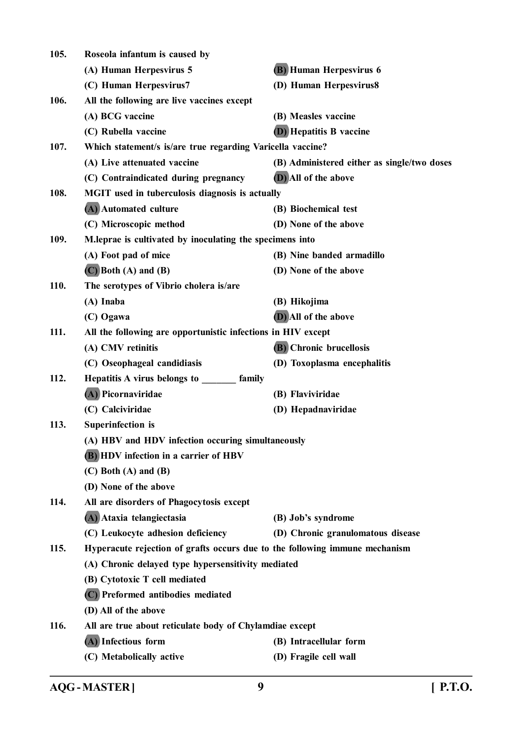105. Roseola infantum is caused by

(A) Human Herpesvirus 5
(B) Human Herpesvirus 6
(C) Human Herpesvirus7
(D) Human Herpesvirus8

106. All the following are live vaccines except

(A) BCG vaccine
(B) Measles vaccine
(C) Rubella vaccine
(D) Hepatitis B vaccine

107. Which statement/s is/are true regarding Varicella vaccine?

(A) Live attenuated vaccine
(B) Administered either as single/two doses
(C) Contraindicated during pregnancy
(D) All of the above

108. MGIT used in tuberculosis diagnosis is actually

(A) Automated culture
(B) Biochemical test
(C) Microscopic method
(D) None of the above

109. M.leprae is cultivated by inoculating the specimens into

(A) Foot pad of mice
(B) Nine banded armadillo
(C) Both (A) and (B)
(D) None of the above

110. The serotypes of Vibrio cholera is/are

(A) Inaba
(B) Hikojima
(C) Ogawa
(D) All of the above

111. All the following are opportunistic infections in HIV except

(A) CMV retinitis
(B) Chronic brucellosis
(C) Oseophageal candidiasis
(D) Toxoplasma encephalitis

112. Hepatitis A virus belongs to _______ family

(A) Picornaviridae
(B) Flaviviridae
(C) Calciviridae
(D) Hepadnaviridae

113. Superinfection is

(A) HBV and HDV infection occuring simultaneously
(B) HDV infection in a carrier of HBV
(C) Both (A) and (B)
(D) None of the above

114. All are disorders of Phagocytosis except

(A) Ataxia telangiectasia
(B) Job's syndrome
(C) Leukocyte adhesion deficiency
(D) Chronic granulomatous disease

115. Hyperacute rejection of grafts occurs due to the following immune mechanism

(A) Chronic delayed type hypersensitivity mediated
(B) Cytotoxic T cell mediated
(C) Preformed antibodies mediated
(D) All of the above

116. All are true about reticulate body of Chylamdiae except

(A) Infectious form
(B) Intracellular form
(C) Metabolically active
(D) Fragile cell wall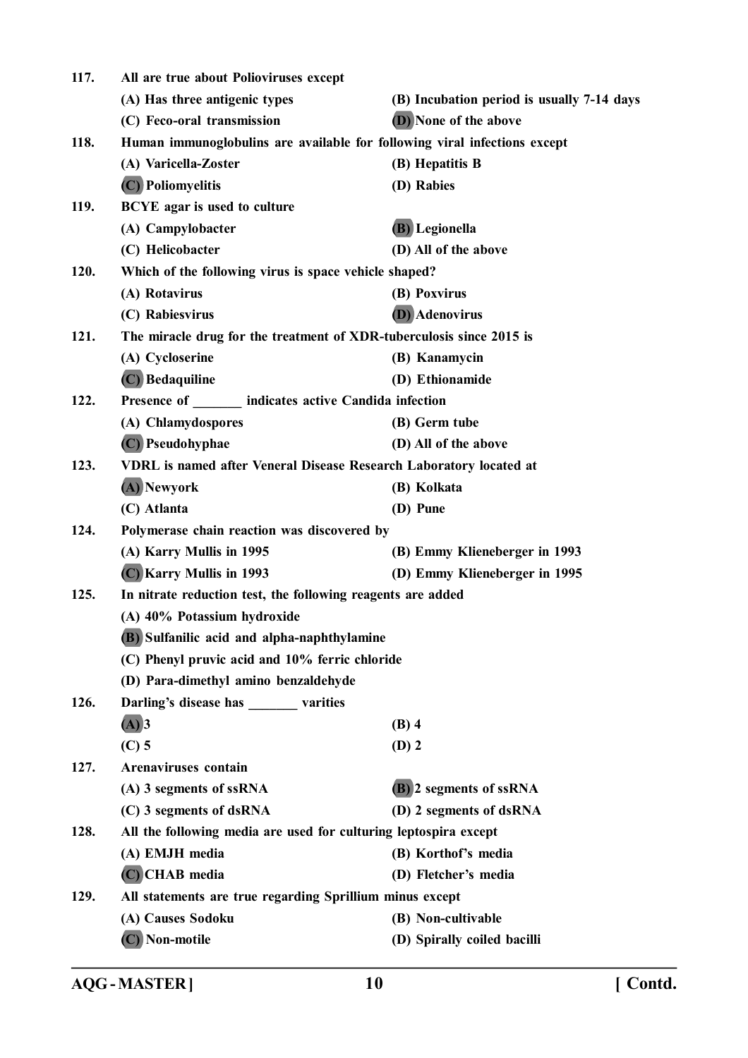117. **All are true about Polioviruses except**

(A) Has three antigenic types

(B) Incubation period is usually 7-14 days

(C) Feco-oral transmission

(D) None of the above

118. **Human immunoglobulins are available for following viral infections except**

(A) Varicella-Zoster

(B) Hepatitis B

(C) Poliomyelitis

(D) Rabies

119. **BCYE agar is used to culture**

(A) Campylobacter

(B) Legionella

(C) Helicobacter

(D) All of the above

120. **Which of the following virus is space vehicle shaped?**

(A) Rotavirus

(B) Poxvirus

(C) Rabiesvirus

(D) Adenovirus

121. **The miracle drug for the treatment of XDR-tuberculosis since 2015 is**

(A) Cycloserine

(B) Kanamycin

(C) Bedaquiline

(D) Ethionamide

122. **Presence of _______ indicates active Candida infection**

(A) Chlamydospores

(B) Germ tube

(C) Pseudohyphae

(D) All of the above

123. **VDRL is named after Veneral Disease Research Laboratory located at**

(A) Newyork

(B) Kolkata

(C) Atlanta

(D) Pune

124. **Polymerase chain reaction was discovered by**

(A) Karry Mullis in 1995

(B) Emmy Klieneberger in 1993

(C) Karry Mullis in 1993

(D) Emmy Klieneberger in 1995

125. **In nitrate reduction test, the following reagents are added**

(A) 40% Potassium hydroxide

(B) Sulfanilic acid and alpha-naphthylamine

(C) Phenyl pruvic acid and 10% ferric chloride

(D) Para-dimethyl amino benzaldehyde

126. **Darling's disease has _______ varities**

(A) 3

(B) 4

(C) 5

(D) 2

127. **Arenaviruses contain**

(A) 3 segments of ssRNA

(B) 2 segments of ssRNA

(C) 3 segments of dsRNA

(D) 2 segments of dsRNA

128. **All the following media are used for culturing leptospira except**

(A) EMJH media

(B) Korthof's media

(C) CHAB media

(D) Fletcher's media

129. **All statements are true regarding Sprillium minus except**

(A) Causes Sodoku

(B) Non-cultivable

(C) Non-motile

(D) Spirally coiled bacilli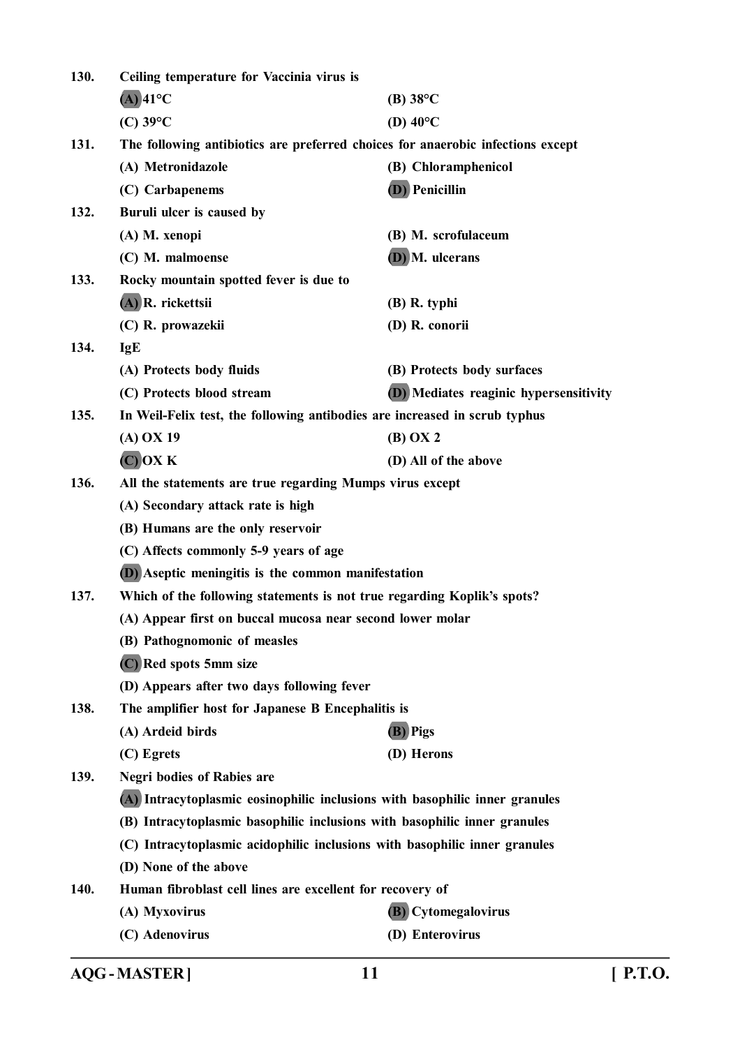130. **Ceiling temperature for Vaccinia virus is**

(A) 41°C
(B) 38°C
(C) 39°C
(D) 40°C

131. **The following antibiotics are preferred choices for anaerobic infections except**

(A) Metronidazole
(B) Chloramphenicol
(C) Carbapenems
(D) Penicillin

132. **Buruli ulcer is caused by**

(A) M. xenopi
(B) M. scrofulaceum
(C) M. malmoense
(D) M. ulcerans

133. **Rocky mountain spotted fever is due to**

(A) R. rickettsii
(B) R. typhi
(C) R. prowazekii
(D) R. conorii

134. **IgE**

(A) Protects body fluids
(B) Protects body surfaces
(C) Protects blood stream
(D) Mediates reaginic hypersensitivity

135. **In Weil-Felix test, the following antibodies are increased in scrub typhus**

(A) OX 19
(B) OX 2
(C) OX K
(D) All of the above

136. **All the statements are true regarding Mumps virus except**

(A) Secondary attack rate is high
(B) Humans are the only reservoir
(C) Affects commonly 5-9 years of age
(D) Aseptic meningitis is the common manifestation

137. **Which of the following statements is not true regarding Koplik's spots?**

(A) Appear first on buccal mucosa near second lower molar
(B) Pathognomonic of measles
(C) Red spots 5mm size
(D) Appears after two days following fever

138. **The amplifier host for Japanese B Encephalitis is**

(A) Ardeid birds
(B) Pigs
(C) Egrets
(D) Herons

139. **Negri bodies of Rabies are**

(A) Intracytoplasmic eosinophilic inclusions with basophilic inner granules
(B) Intracytoplasmic basophilic inclusions with basophilic inner granules
(C) Intracytoplasmic acidophilic inclusions with basophilic inner granules
(D) None of the above

140. **Human fibroblast cell lines are excellent for recovery of**

(A) Myxovirus
(B) Cytomegalovirus
(C) Adenovirus
(D) Enterovirus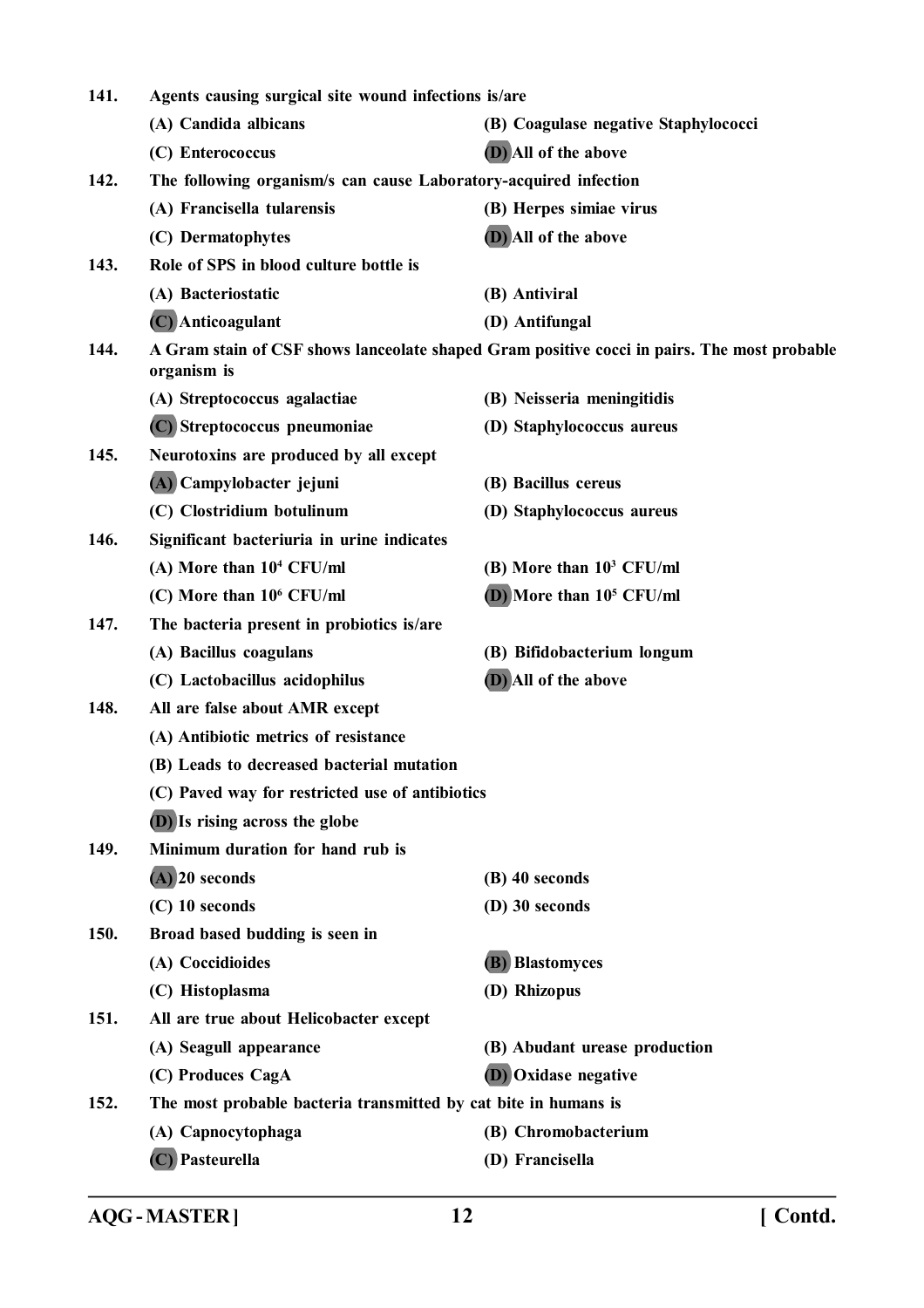**141.** Agents causing surgical site wound infections is/are

(A) Candida albicans

(B) Coagulase negative Staphylococci

(C) Enterococcus

**(D)** All of the above

**142.** The following organism/s can cause Laboratory-acquired infection

(A) Francisella tularensis

(B) Herpes simiae virus

(C) Dermatophytes

**(D)** All of the above

**143.** Role of SPS in blood culture bottle is

(A) Bacteriostatic

(B) Antiviral

**(C)** Anticoagulant

(D) Antifungal

**144.** A Gram stain of CSF shows lanceolate shaped Gram positive cocci in pairs. The most probable organism is

(A) Streptococcus agalactiae

(B) Neisseria meningitidis

**(C)** Streptococcus pneumoniae

(D) Staphylococcus aureus

**145.** Neurotoxins are produced by all except

**(A)** Campylobacter jejuni

(B) Bacillus cereus

(C) Clostridium botulinum

(D) Staphylococcus aureus

**146.** Significant bacteriuria in urine indicates

(A) More than $10^4$ CFU/ml

(B) More than $10^3$ CFU/ml

(C) More than $10^6$ CFU/ml

**(D)** More than $10^5$ CFU/ml

**147.** The bacteria present in probiotics is/are

(A) Bacillus coagulans

(B) Bifidobacterium longum

(C) Lactobacillus acidophilus

**(D)** All of the above

**148.** All are false about AMR except

(A) Antibiotic metrics of resistance

(B) Leads to decreased bacterial mutation

(C) Paved way for restricted use of antibiotics

**(D)** Is rising across the globe

**149.** Minimum duration for hand rub is

**(A)** 20 seconds

(B) 40 seconds

(C) 10 seconds

(D) 30 seconds

**150.** Broad based budding is seen in

(A) Coccidioides

**(B)** Blastomyces

(C) Histoplasma

(D) Rhizopus

**151.** All are true about Helicobacter except

(A) Seagull appearance

(B) Abudant urease production

(C) Produces CagA

**(D)** Oxidase negative

**152.** The most probable bacteria transmitted by cat bite in humans is

(A) Capnocytophaga

(B) Chromobacterium

**(C)** Pasteurella

(D) Francisella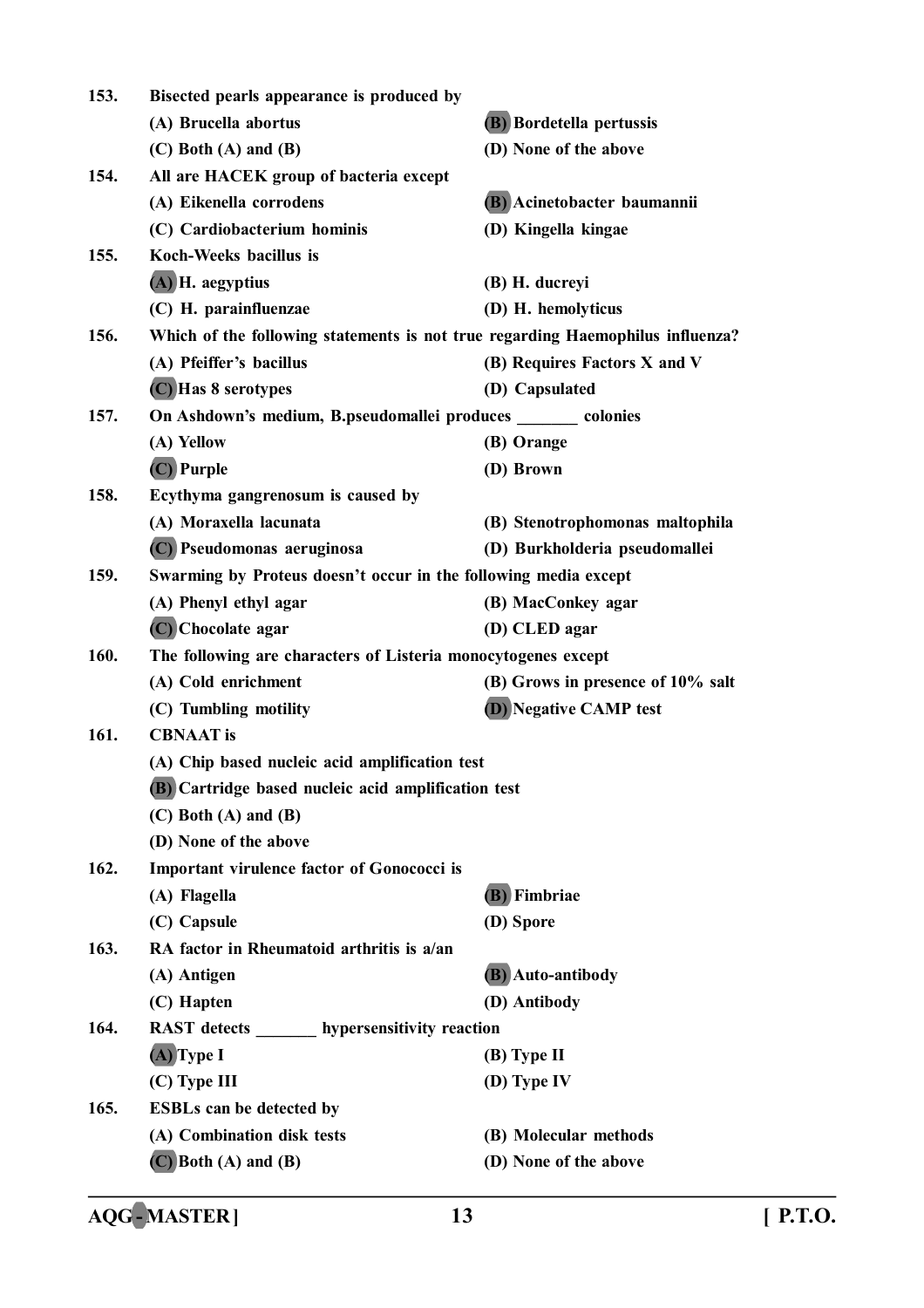153. **Bisected pearls appearance is produced by**

(A) Brucella abortus
(B) Bordetella pertussis
(C) Both (A) and (B)
(D) None of the above

154. **All are HACEK group of bacteria except**

(A) Eikenella corrodens
(B) Acinetobacter baumannii
(C) Cardiobacterium hominis
(D) Kingella kingae

155. **Koch-Weeks bacillus is**

(A) H. aegyptius
(B) H. ducreyi
(C) H. parainfluenzae
(D) H. hemolyticus

156. **Which of the following statements is not true regarding Haemophilus influenza?**

(A) Pfeiffer's bacillus
(B) Requires Factors X and V
(C) Has 8 serotypes
(D) Capsulated

157. **On Ashdown's medium, B.pseudomallei produces _______ colonies**

(A) Yellow
(B) Orange
(C) Purple
(D) Brown

158. **Ecythyma gangrenosum is caused by**

(A) Moraxella lacunata
(B) Stenotrophomonas maltophila
(C) Pseudomonas aeruginosa
(D) Burkholderia pseudomallei

159. **Swarming by Proteus doesn't occur in the following media except**

(A) Phenyl ethyl agar
(B) MacConkey agar
(C) Chocolate agar
(D) CLED agar

160. **The following are characters of Listeria monocytogenes except**

(A) Cold enrichment
(B) Grows in presence of 10% salt
(C) Tumbling motility
(D) Negative CAMP test

161. **CBNAAT is**

(A) Chip based nucleic acid amplification test
(B) Cartridge based nucleic acid amplification test
(C) Both (A) and (B)
(D) None of the above

162. **Important virulence factor of Gonococci is**

(A) Flagella
(B) Fimbriae
(C) Capsule
(D) Spore

163. **RA factor in Rheumatoid arthritis is a/an**

(A) Antigen
(B) Auto-antibody
(C) Hapten
(D) Antibody

164. **RAST detects _______ hypersensitivity reaction**

(A) Type I
(B) Type II
(C) Type III
(D) Type IV

165. **ESBLs can be detected by**

(A) Combination disk tests
(B) Molecular methods
(C) Both (A) and (B)
(D) None of the above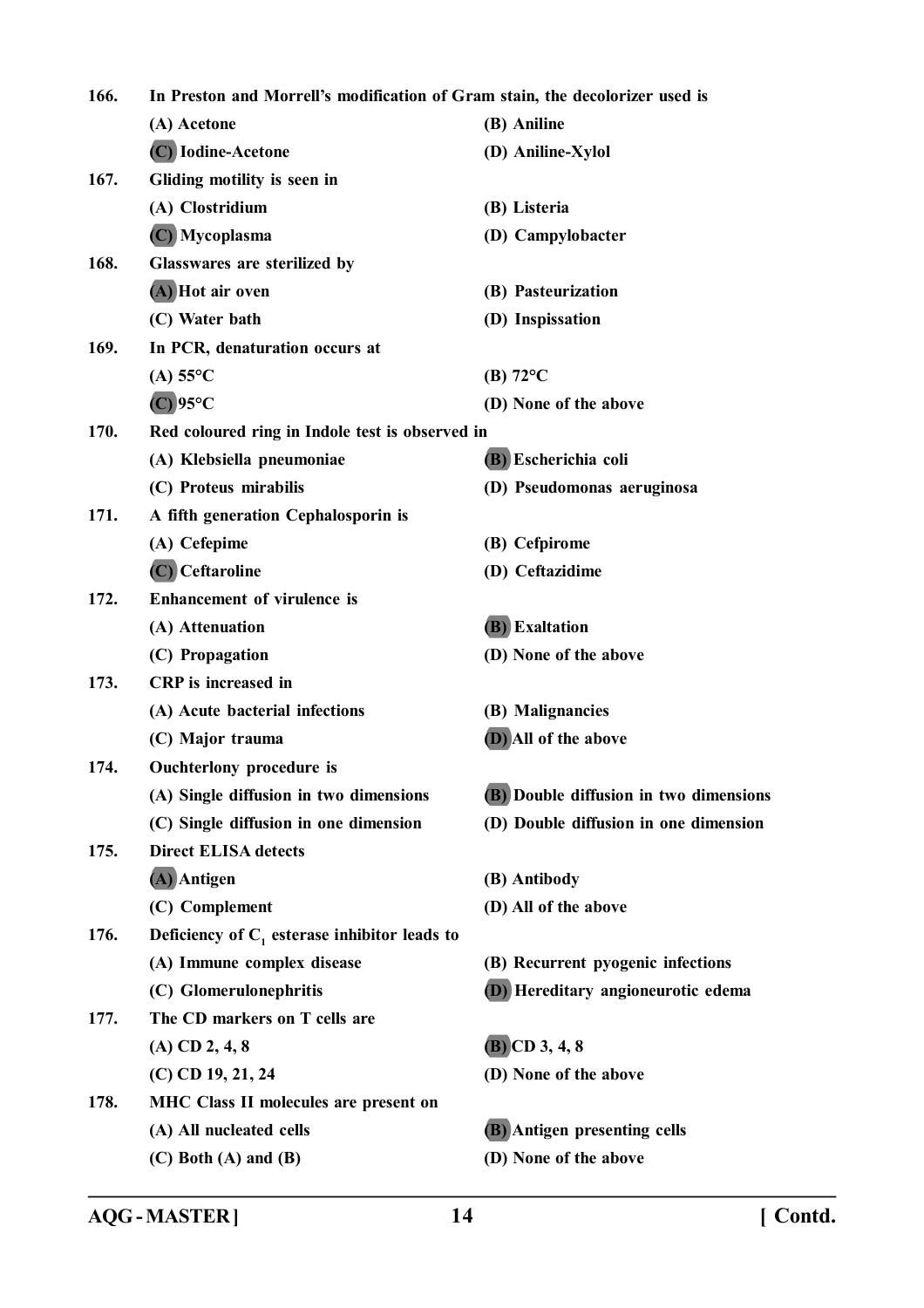166. In Preston and Morrell's modification of Gram stain, the decolorizer used is

(A) Acetone
(B) Aniline
**(C)** Iodine-Acetone
(D) Aniline-Xylol

167. Gliding motility is seen in

(A) Clostridium
(B) Listeria
**(C)** Mycoplasma
(D) Campylobacter

168. Glasswares are sterilized by

**(A)** Hot air oven
(B) Pasteurization
(C) Water bath
(D) Inspissation

169. In PCR, denaturation occurs at

(A) 55°C
(B) 72°C
**(C)** 95°C
(D) None of the above

170. Red coloured ring in Indole test is observed in

(A) Klebsiella pneumoniae
**(B)** Escherichia coli
(C) Proteus mirabilis
(D) Pseudomonas aeruginosa

171. A fifth generation Cephalosporin is

(A) Cefepime
(B) Cefpirome
**(C)** Ceftaroline
(D) Ceftazidime

172. Enhancement of virulence is

(A) Attenuation
**(B)** Exaltation
(C) Propagation
(D) None of the above

173. CRP is increased in

(A) Acute bacterial infections
(B) Malignancies
(C) Major trauma
**(D)** All of the above

174. Ouchterlony procedure is

(A) Single diffusion in two dimensions
**(B)** Double diffusion in two dimensions
(C) Single diffusion in one dimension
(D) Double diffusion in one dimension

175. Direct ELISA detects

**(A)** Antigen
(B) Antibody
(C) Complement
(D) All of the above

176. Deficiency of $C_1$ esterase inhibitor leads to

(A) Immune complex disease
(B) Recurrent pyogenic infections
(C) Glomerulonephritis
**(D)** Hereditary angioneurotic edema

177. The CD markers on T cells are

(A) CD 2, 4, 8
**(B)** CD 3, 4, 8
(C) CD 19, 21, 24
(D) None of the above

178. MHC Class II molecules are present on

(A) All nucleated cells
**(B)** Antigen presenting cells
(C) Both (A) and (B)
(D) None of the above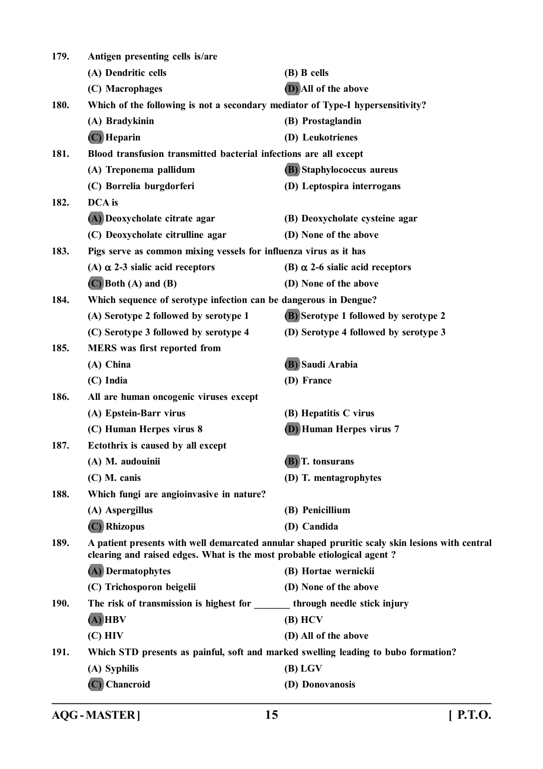179. **Antigen presenting cells is/are**

(A) Dendritic cells

(B) B cells

(C) Macrophages

(D) All of the above

180. **Which of the following is not a secondary mediator of Type-I hypersensitivity?**

(A) Bradykinin

(B) Prostaglandin

(C) Heparin

(D) Leukotrienes

181. **Blood transfusion transmitted bacterial infections are all except**

(A) Treponema pallidum

(B) Staphylococcus aureus

(C) Borrelia burgdorferi

(D) Leptospira interrogans

182. **DCA is**

(A) Deoxycholate citrate agar

(B) Deoxycholate cysteine agar

(C) Deoxycholate citrulline agar

(D) None of the above

183. **Pigs serve as common mixing vessels for influenza virus as it has**

(A) $\alpha$ 2-3 sialic acid receptors

(B) $\alpha$ 2-6 sialic acid receptors

(C) Both (A) and (B)

(D) None of the above

184. **Which sequence of serotype infection can be dangerous in Dengue?**

(A) Serotype 2 followed by serotype 1

(B) Serotype 1 followed by serotype 2

(C) Serotype 3 followed by serotype 4

(D) Serotype 4 followed by serotype 3

185. **MERS was first reported from**

(A) China

(B) Saudi Arabia

(C) India

(D) France

186. **All are human oncogenic viruses except**

(A) Epstein-Barr virus

(B) Hepatitis C virus

(C) Human Herpes virus 8

(D) Human Herpes virus 7

187. **Ectothrix is caused by all except**

(A) M. audouinii

(B) T. tonsurans

(C) M. canis

(D) T. mentagrophytes

188. **Which fungi are angioinvasive in nature?**

(A) Aspergillus

(B) Penicillium

(C) Rhizopus

(D) Candida

189. **A patient presents with well demarcated annular shaped pruritic scaly skin lesions with central clearing and raised edges. What is the most probable etiological agent ?**

(A) Dermatophytes

(B) Hortae wernickii

(C) Trichosporon beigelii

(D) None of the above

190. **The risk of transmission is highest for _______ through needle stick injury**

(A) HBV

(B) HCV

(C) HIV

(D) All of the above

191. **Which STD presents as painful, soft and marked swelling leading to bubo formation?**

(A) Syphilis

(B) LGV

(C) Chancroid

(D) Donovanosis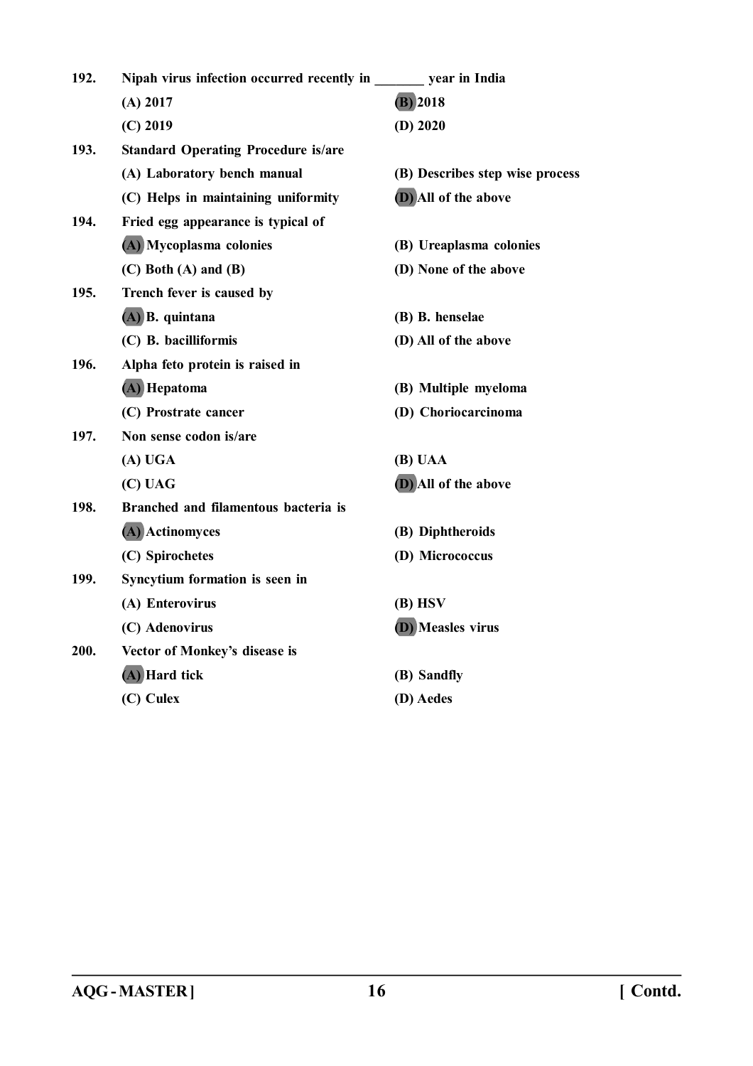192. Nipah virus infection occurred recently in _______ year in India

(A) 2017
(B) 2018
(C) 2019
(D) 2020

193. Standard Operating Procedure is/are

(A) Laboratory bench manual
(B) Describes step wise process
(C) Helps in maintaining uniformity
(D) All of the above

194. Fried egg appearance is typical of

(A) Mycoplasma colonies
(B) Ureaplasma colonies
(C) Both (A) and (B)
(D) None of the above

195. Trench fever is caused by

(A) B. quintana
(B) B. henselae
(C) B. bacilliformis
(D) All of the above

196. Alpha feto protein is raised in

(A) Hepatoma
(B) Multiple myeloma
(C) Prostrate cancer
(D) Choriocarcinoma

197. Non sense codon is/are

(A) UGA
(B) UAA
(C) UAG
(D) All of the above

198. Branched and filamentous bacteria is

(A) Actinomyces
(B) Diphtheroids
(C) Spirochetes
(D) Micrococcus

199. Syncytium formation is seen in

(A) Enterovirus
(B) HSV
(C) Adenovirus
(D) Measles virus

200. Vector of Monkey's disease is

(A) Hard tick
(B) Sandfly
(C) Culex
(D) Aedes

**AQG - MASTER ]** **[ Contd.**